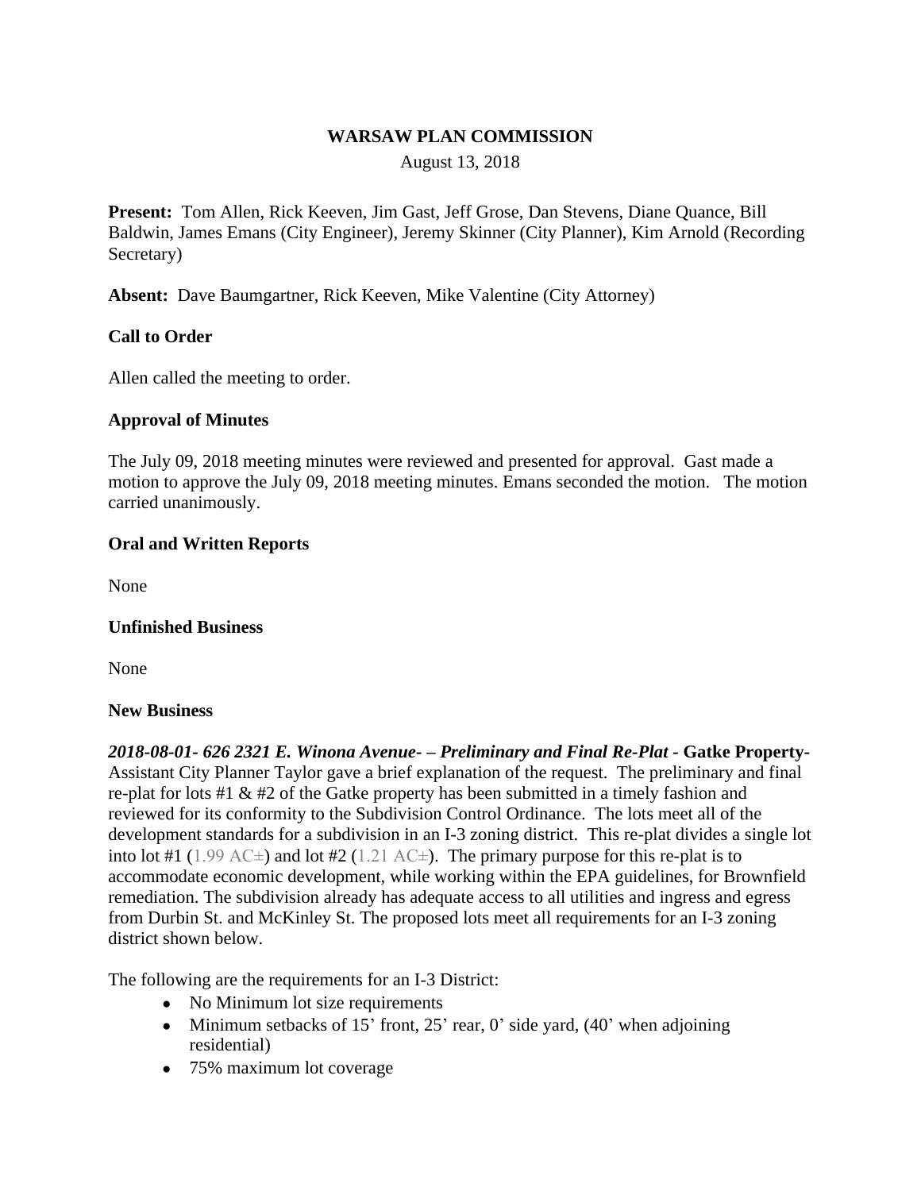# WARSAW PLAN COMMISSION

August 13, 2018

**Present:** Tom Allen, Rick Keeven, Jim Gast, Jeff Grose, Dan Stevens, Diane Quance, Bill Baldwin, James Emans (City Engineer), Jeremy Skinner (City Planner), Kim Arnold (Recording Secretary)

**Absent:** Dave Baumgartner, Rick Keeven, Mike Valentine (City Attorney)

## Call to Order

Allen called the meeting to order.

## Approval of Minutes

The July 09, 2018 meeting minutes were reviewed and presented for approval. Gast made a motion to approve the July 09, 2018 meeting minutes. Emans seconded the motion. The motion carried unanimously.

## Oral and Written Reports

None

## Unfinished Business

None

## New Business

***2018-08-01- 626 2321 E. Winona Avenue- – Preliminary and Final Re-Plat* - Gatke Property-** Assistant City Planner Taylor gave a brief explanation of the request. The preliminary and final re-plat for lots #1 & #2 of the Gatke property has been submitted in a timely fashion and reviewed for its conformity to the Subdivision Control Ordinance. The lots meet all of the development standards for a subdivision in an I-3 zoning district. This re-plat divides a single lot into lot #1 (1.99 AC±) and lot #2 (1.21 AC±). The primary purpose for this re-plat is to accommodate economic development, while working within the EPA guidelines, for Brownfield remediation. The subdivision already has adequate access to all utilities and ingress and egress from Durbin St. and McKinley St. The proposed lots meet all requirements for an I-3 zoning district shown below.

The following are the requirements for an I-3 District:

- No Minimum lot size requirements
- Minimum setbacks of 15' front, 25' rear, 0' side yard, (40' when adjoining residential)
- 75% maximum lot coverage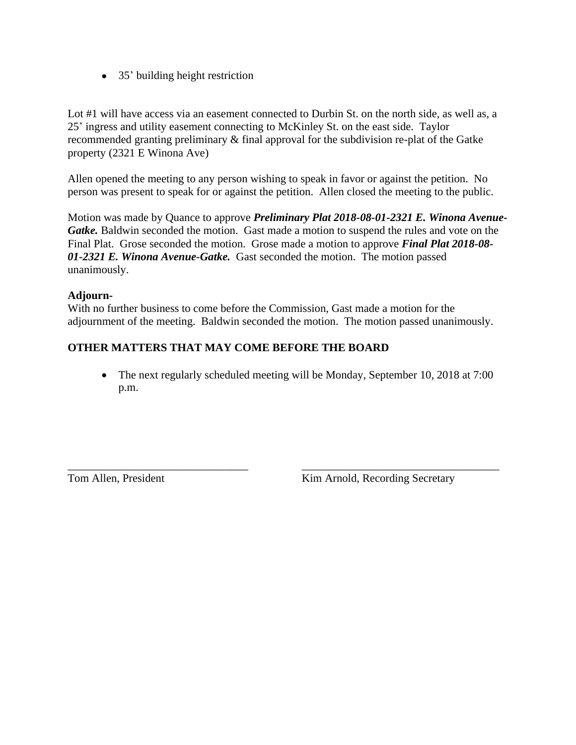- 35’ building height restriction

Lot #1 will have access via an easement connected to Durbin St. on the north side, as well as, a 25’ ingress and utility easement connecting to McKinley St. on the east side. Taylor recommended granting preliminary & final approval for the subdivision re-plat of the Gatke property (2321 E Winona Ave)

Allen opened the meeting to any person wishing to speak in favor or against the petition. No person was present to speak for or against the petition. Allen closed the meeting to the public.

Motion was made by Quance to approve ***Preliminary Plat 2018-08-01-2321 E. Winona Avenue-Gatke.*** Baldwin seconded the motion. Gast made a motion to suspend the rules and vote on the Final Plat. Grose seconded the motion. Grose made a motion to approve ***Final Plat 2018-08-01-2321 E. Winona Avenue-Gatke.*** Gast seconded the motion. The motion passed unanimously.

**Adjourn-**
With no further business to come before the Commission, Gast made a motion for the adjournment of the meeting. Baldwin seconded the motion. The motion passed unanimously.

**OTHER MATTERS THAT MAY COME BEFORE THE BOARD**

- The next regularly scheduled meeting will be Monday, September 10, 2018 at 7:00 p.m.

_______________________________ _______________________________
Tom Allen, President Kim Arnold, Recording Secretary